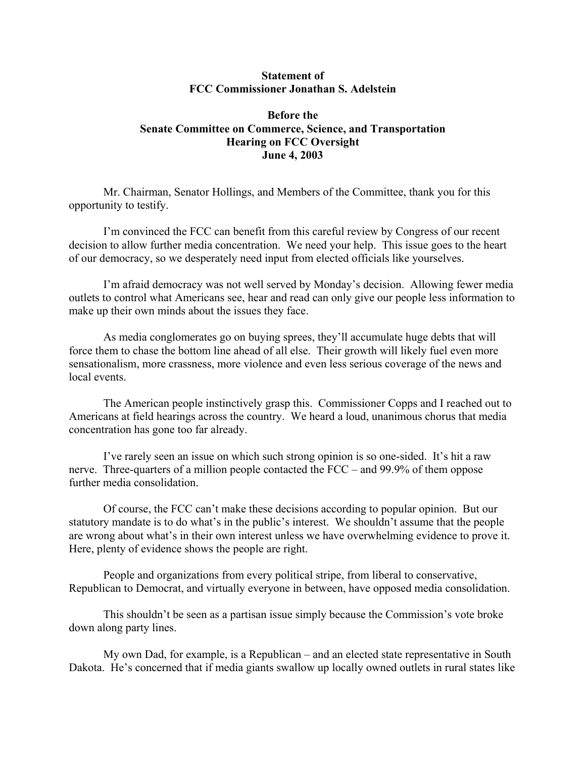**Statement of**
**FCC Commissioner Jonathan S. Adelstein**

**Before the**
**Senate Committee on Commerce, Science, and Transportation**
**Hearing on FCC Oversight**
**June 4, 2003**

Mr. Chairman, Senator Hollings, and Members of the Committee, thank you for this opportunity to testify.

I'm convinced the FCC can benefit from this careful review by Congress of our recent decision to allow further media concentration. We need your help. This issue goes to the heart of our democracy, so we desperately need input from elected officials like yourselves.

I'm afraid democracy was not well served by Monday's decision. Allowing fewer media outlets to control what Americans see, hear and read can only give our people less information to make up their own minds about the issues they face.

As media conglomerates go on buying sprees, they'll accumulate huge debts that will force them to chase the bottom line ahead of all else. Their growth will likely fuel even more sensationalism, more crassness, more violence and even less serious coverage of the news and local events.

The American people instinctively grasp this. Commissioner Copps and I reached out to Americans at field hearings across the country. We heard a loud, unanimous chorus that media concentration has gone too far already.

I've rarely seen an issue on which such strong opinion is so one-sided. It's hit a raw nerve. Three-quarters of a million people contacted the FCC – and 99.9% of them oppose further media consolidation.

Of course, the FCC can't make these decisions according to popular opinion. But our statutory mandate is to do what's in the public's interest. We shouldn't assume that the people are wrong about what's in their own interest unless we have overwhelming evidence to prove it. Here, plenty of evidence shows the people are right.

People and organizations from every political stripe, from liberal to conservative, Republican to Democrat, and virtually everyone in between, have opposed media consolidation.

This shouldn't be seen as a partisan issue simply because the Commission's vote broke down along party lines.

My own Dad, for example, is a Republican – and an elected state representative in South Dakota. He's concerned that if media giants swallow up locally owned outlets in rural states like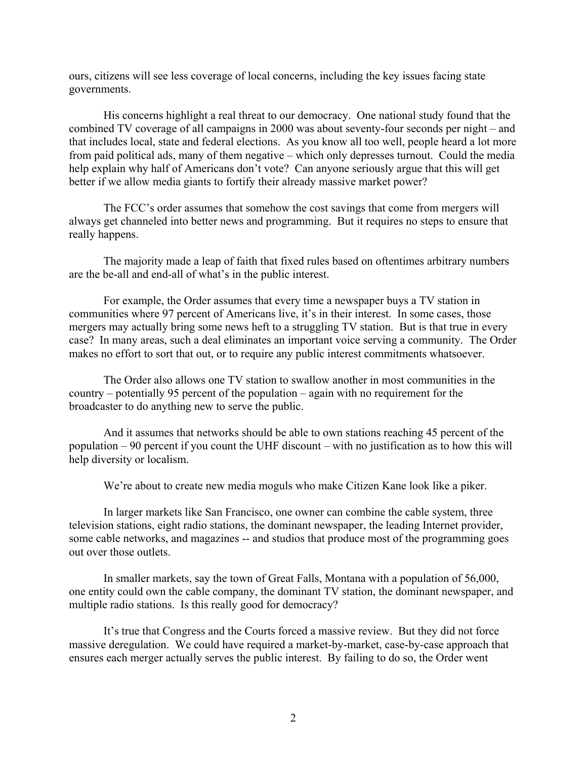ours, citizens will see less coverage of local concerns, including the key issues facing state governments.

His concerns highlight a real threat to our democracy. One national study found that the combined TV coverage of all campaigns in 2000 was about seventy-four seconds per night – and that includes local, state and federal elections. As you know all too well, people heard a lot more from paid political ads, many of them negative – which only depresses turnout. Could the media help explain why half of Americans don't vote? Can anyone seriously argue that this will get better if we allow media giants to fortify their already massive market power?

The FCC's order assumes that somehow the cost savings that come from mergers will always get channeled into better news and programming. But it requires no steps to ensure that really happens.

The majority made a leap of faith that fixed rules based on oftentimes arbitrary numbers are the be-all and end-all of what's in the public interest.

For example, the Order assumes that every time a newspaper buys a TV station in communities where 97 percent of Americans live, it's in their interest. In some cases, those mergers may actually bring some news heft to a struggling TV station. But is that true in every case? In many areas, such a deal eliminates an important voice serving a community. The Order makes no effort to sort that out, or to require any public interest commitments whatsoever.

The Order also allows one TV station to swallow another in most communities in the country – potentially 95 percent of the population – again with no requirement for the broadcaster to do anything new to serve the public.

And it assumes that networks should be able to own stations reaching 45 percent of the population – 90 percent if you count the UHF discount – with no justification as to how this will help diversity or localism.

We're about to create new media moguls who make Citizen Kane look like a piker.

In larger markets like San Francisco, one owner can combine the cable system, three television stations, eight radio stations, the dominant newspaper, the leading Internet provider, some cable networks, and magazines -- and studios that produce most of the programming goes out over those outlets.

In smaller markets, say the town of Great Falls, Montana with a population of 56,000, one entity could own the cable company, the dominant TV station, the dominant newspaper, and multiple radio stations. Is this really good for democracy?

It's true that Congress and the Courts forced a massive review. But they did not force massive deregulation. We could have required a market-by-market, case-by-case approach that ensures each merger actually serves the public interest. By failing to do so, the Order went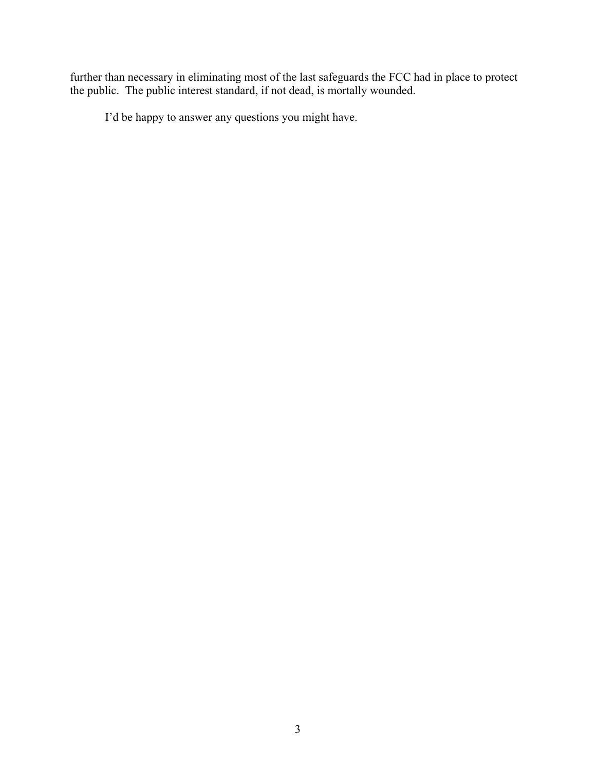further than necessary in eliminating most of the last safeguards the FCC had in place to protect the public. The public interest standard, if not dead, is mortally wounded.

I'd be happy to answer any questions you might have.